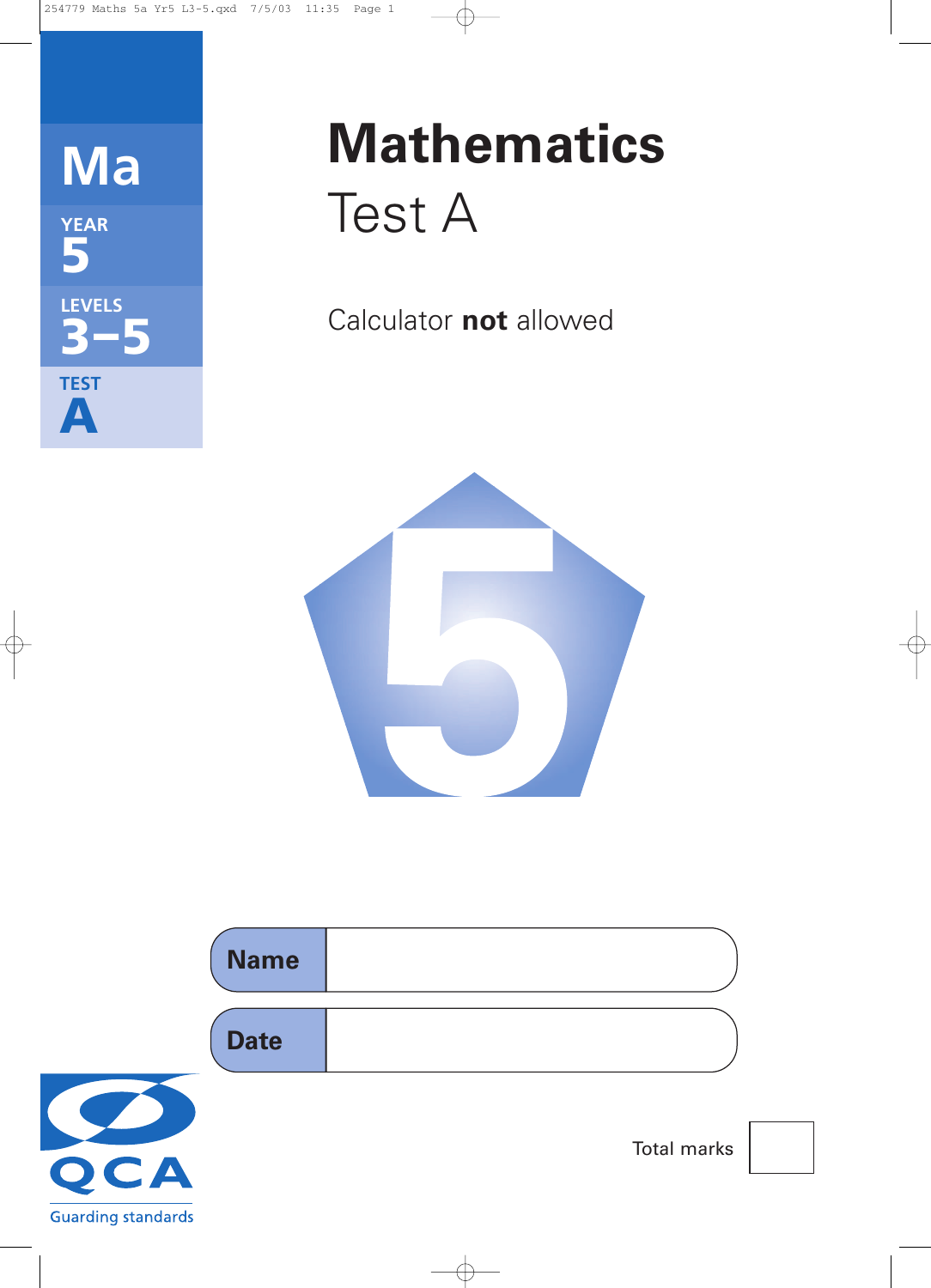Ma

YEAR 5

LEVELS 3–5

TEST A

# Mathematics

## Test A

Calculator **not** allowed

| Name | |
|---|---|
| Date | |

QCA

Guarding standards

Total marks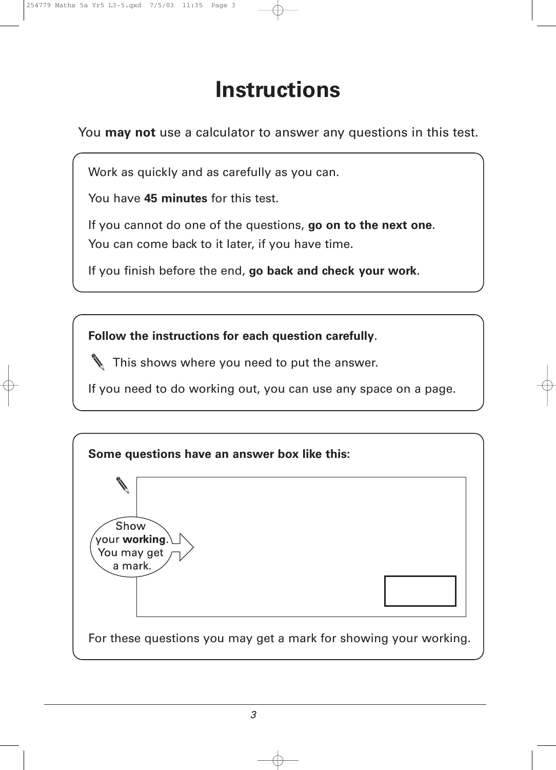# Instructions

You **may not** use a calculator to answer any questions in this test.

Work as quickly and as carefully as you can.

You have **45 minutes** for this test.

If you cannot do one of the questions, **go on to the next one**.
You can come back to it later, if you have time.

If you finish before the end, **go back and check your work**.

**Follow the instructions for each question carefully**.

This shows where you need to put the answer.

If you need to do working out, you can use any space on a page.

**Some questions have an answer box like this:**

Show your **working**. You may get a mark.

For these questions you may get a mark for showing your working.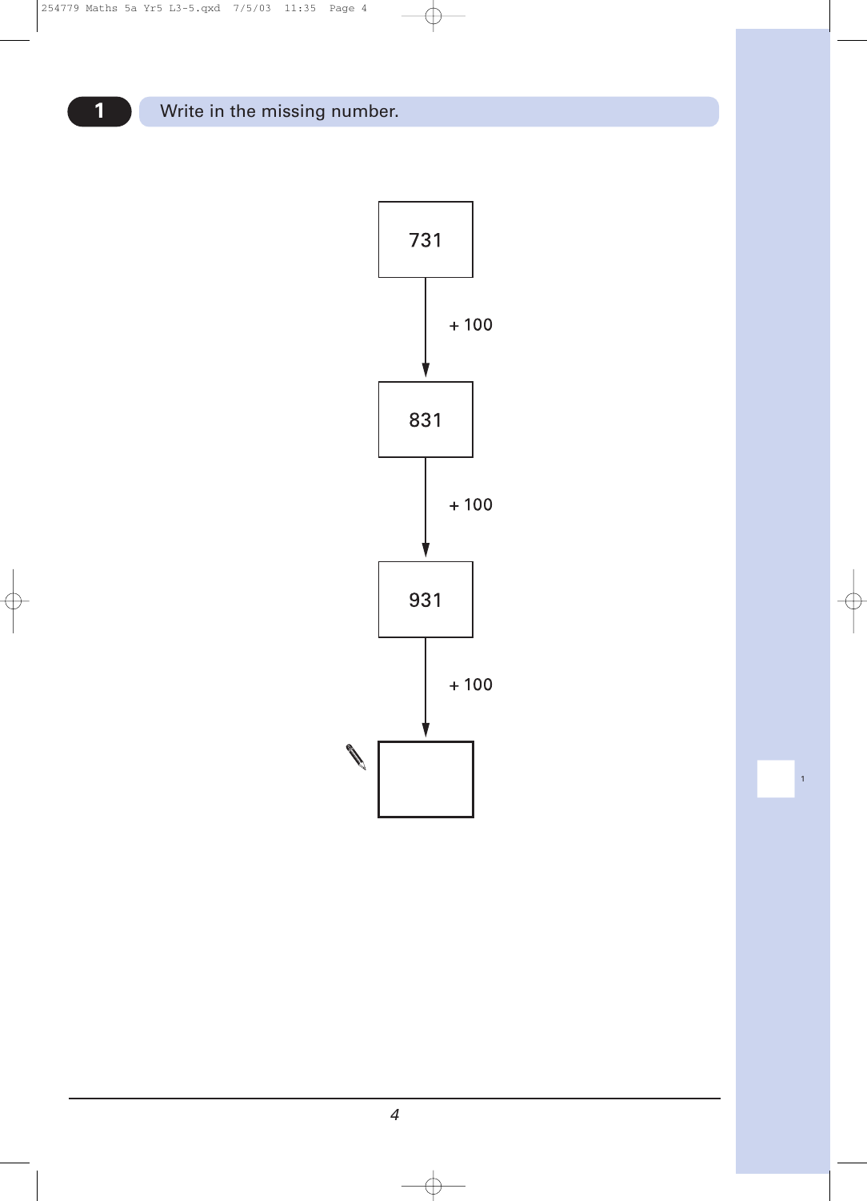**1** Write in the missing number.

731

↓ + 100

831

↓ + 100

931

↓ + 100

☐

1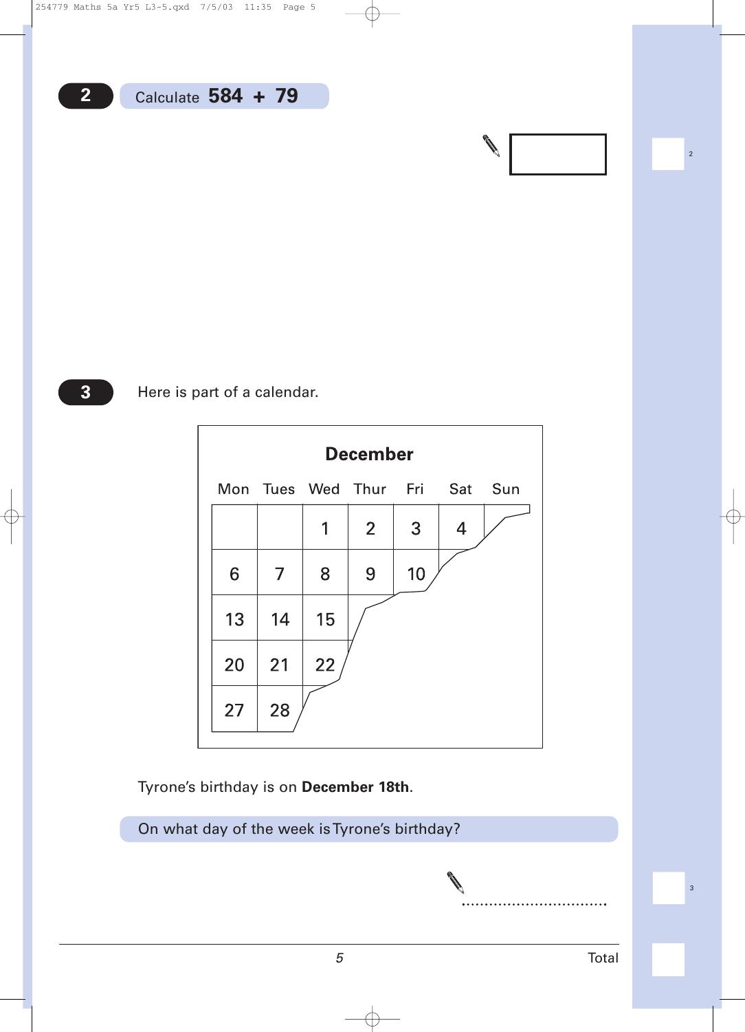**2** Calculate **584 + 79**

**3** Here is part of a calendar.

**December**

| Mon | Tues | Wed | Thur | Fri | Sat | Sun |
|---|---|---|---|---|---|---|
| | | 1 | 2 | 3 | 4 | |
| 6 | 7 | 8 | 9 | 10 | | |
| 13 | 14 | 15 | | | | |
| 20 | 21 | 22 | | | | |
| 27 | 28 | | | | | |

Tyrone's birthday is on **December 18th**.

On what day of the week is Tyrone's birthday?

..................................

Total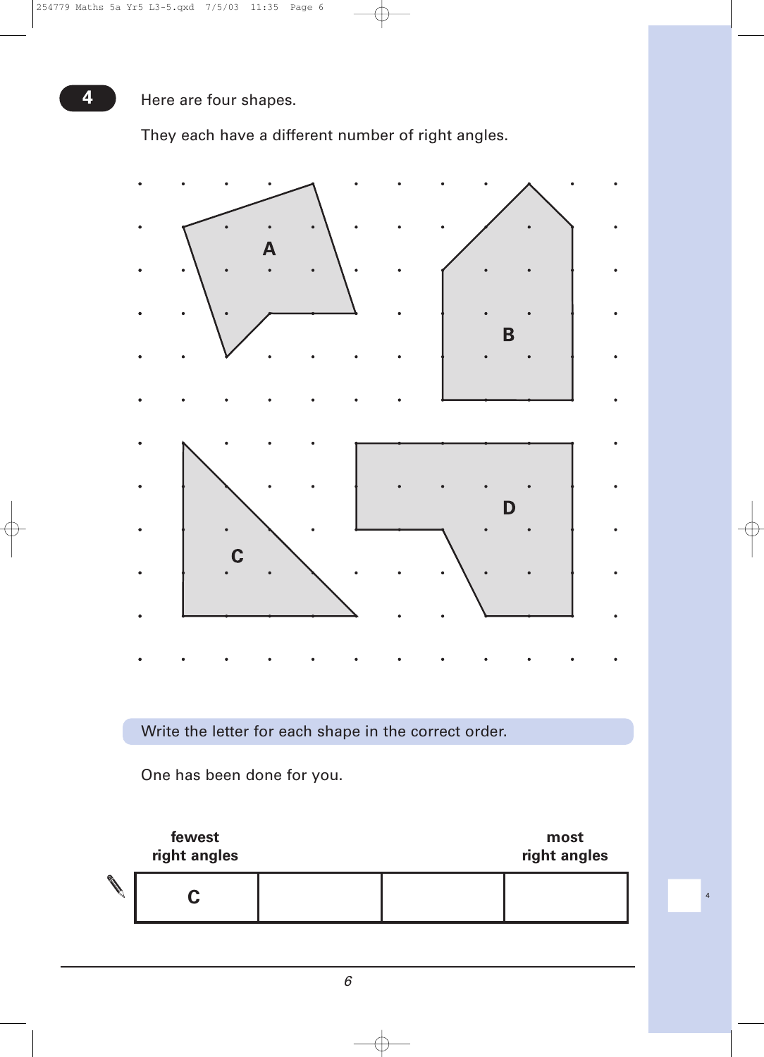**4** Here are four shapes.

They each have a different number of right angles.

Write the letter for each shape in the correct order.

One has been done for you.

| fewest right angles | | | most right angles |
|---|---|---|---|
| C | | | |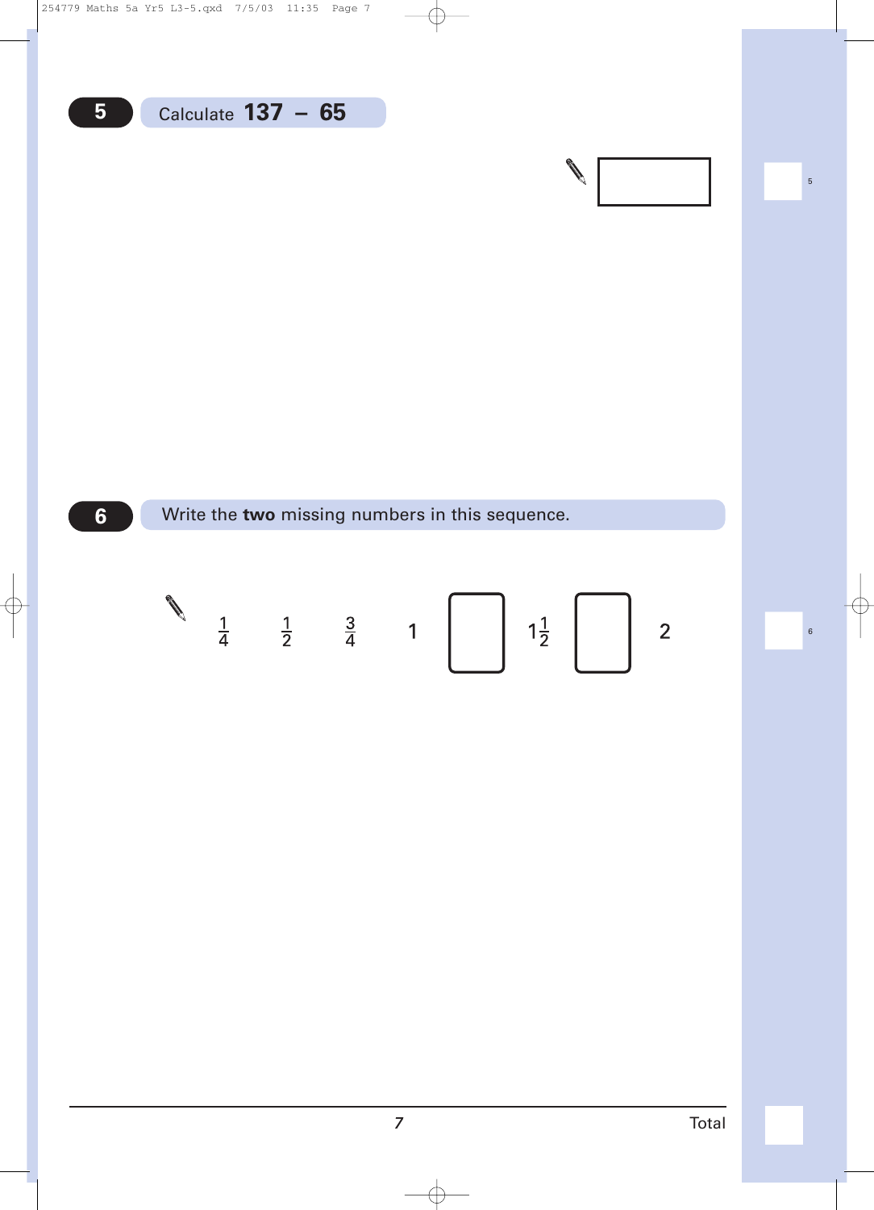**5** Calculate **137 – 65**

[ ]

**6** Write the **two** missing numbers in this sequence.

$\frac{1}{4}$ $\frac{1}{2}$ $\frac{3}{4}$ 1 [ ] $1\frac{1}{2}$ [ ] 2

Total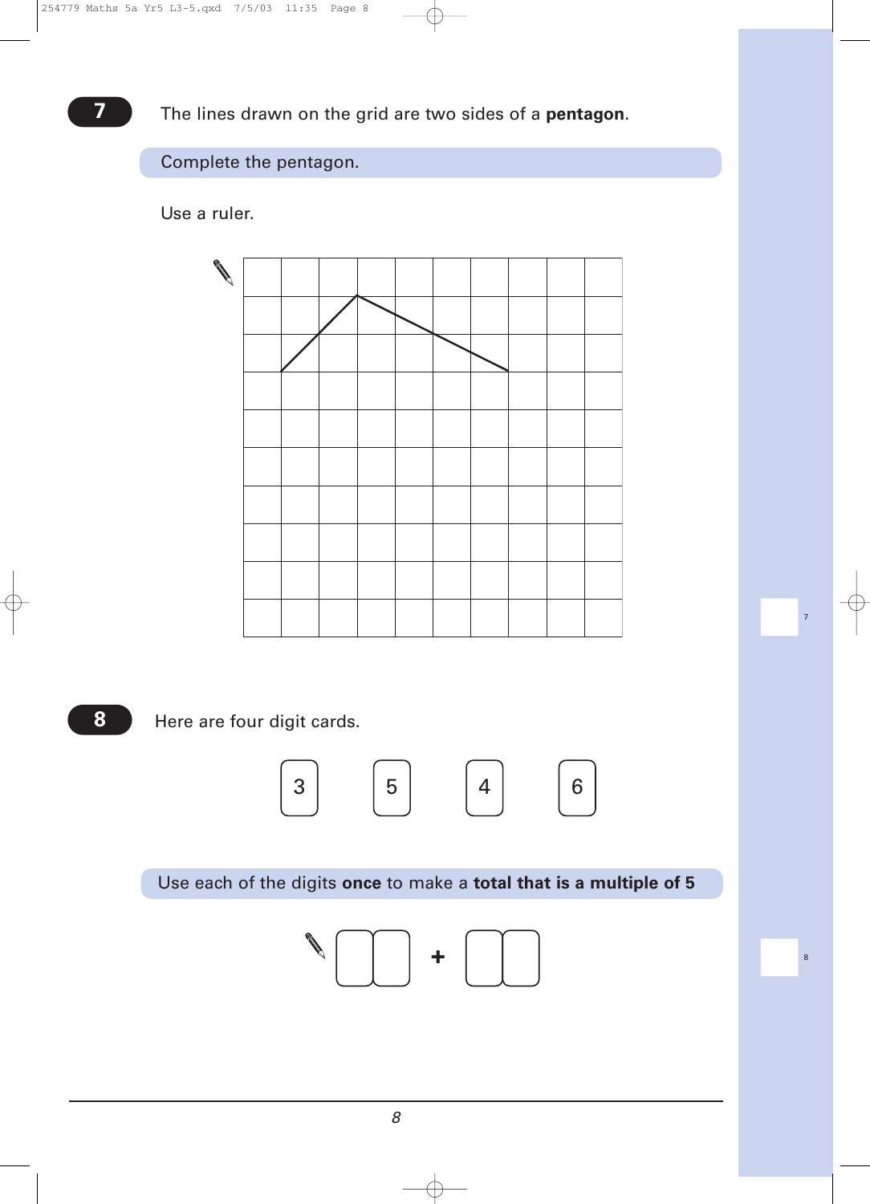**7**

The lines drawn on the grid are two sides of a **pentagon**.

Complete the pentagon.

Use a ruler.

**8**

Here are four digit cards.

3 5 4 6

Use each of the digits **once** to make a **total that is a multiple of 5**

☐☐ + ☐☐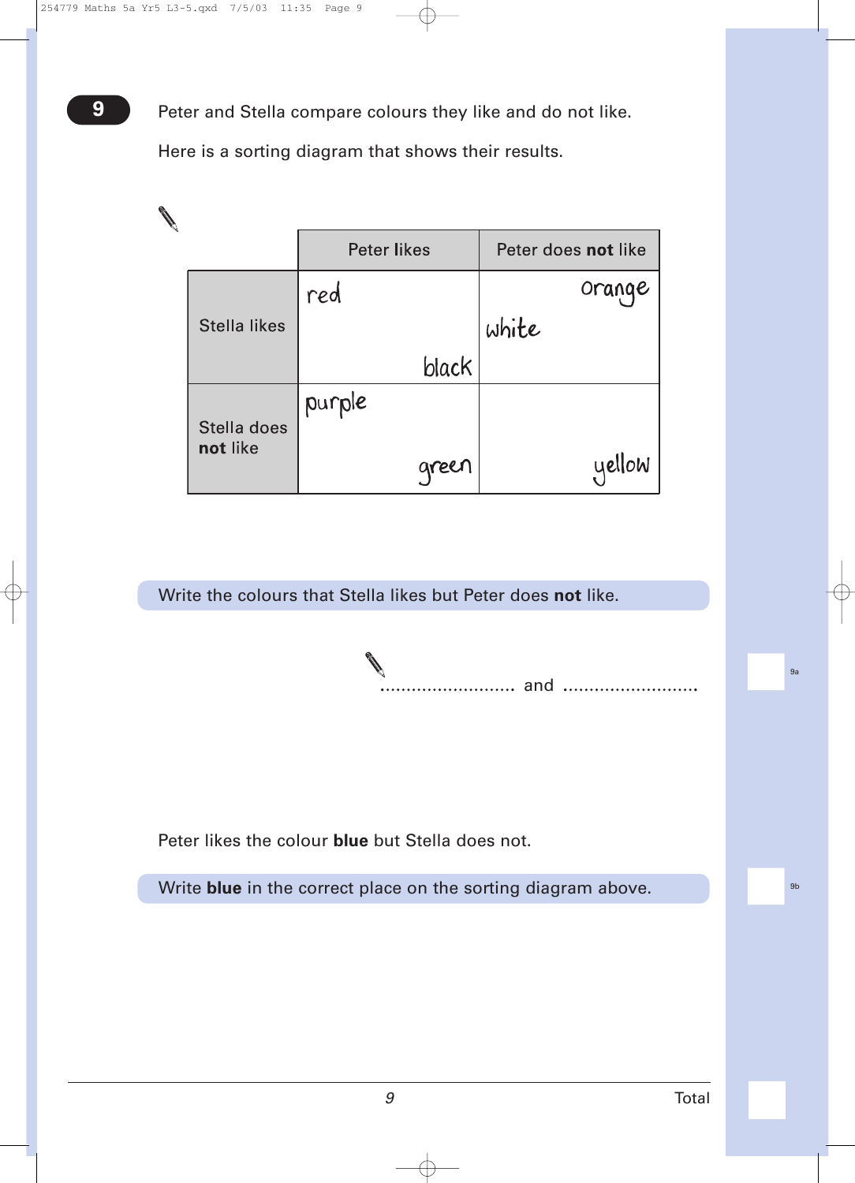**9** Peter and Stella compare colours they like and do not like.

Here is a sorting diagram that shows their results.

| | Peter likes | Peter does **not** like |
|---|---|---|
| Stella likes | red, black | orange, white |
| Stella does **not** like | purple, green | yellow |

Write the colours that Stella likes but Peter does **not** like.

.......................... and ..........................

9a

Peter likes the colour **blue** but Stella does not.

Write **blue** in the correct place on the sorting diagram above.

9b

Total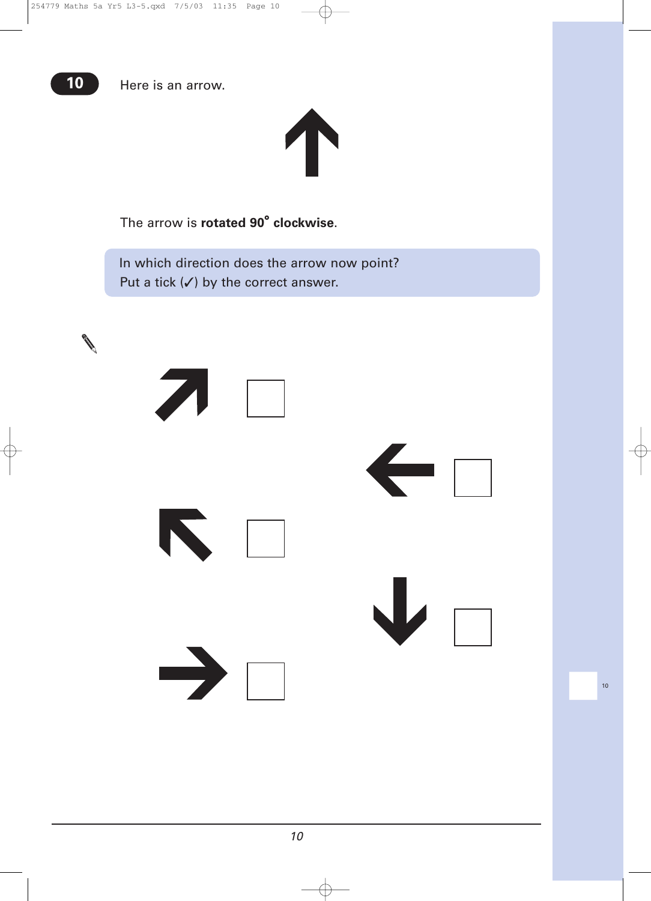**10** Here is an arrow.

The arrow is **rotated 90° clockwise**.

In which direction does the arrow now point?
Put a tick (✓) by the correct answer.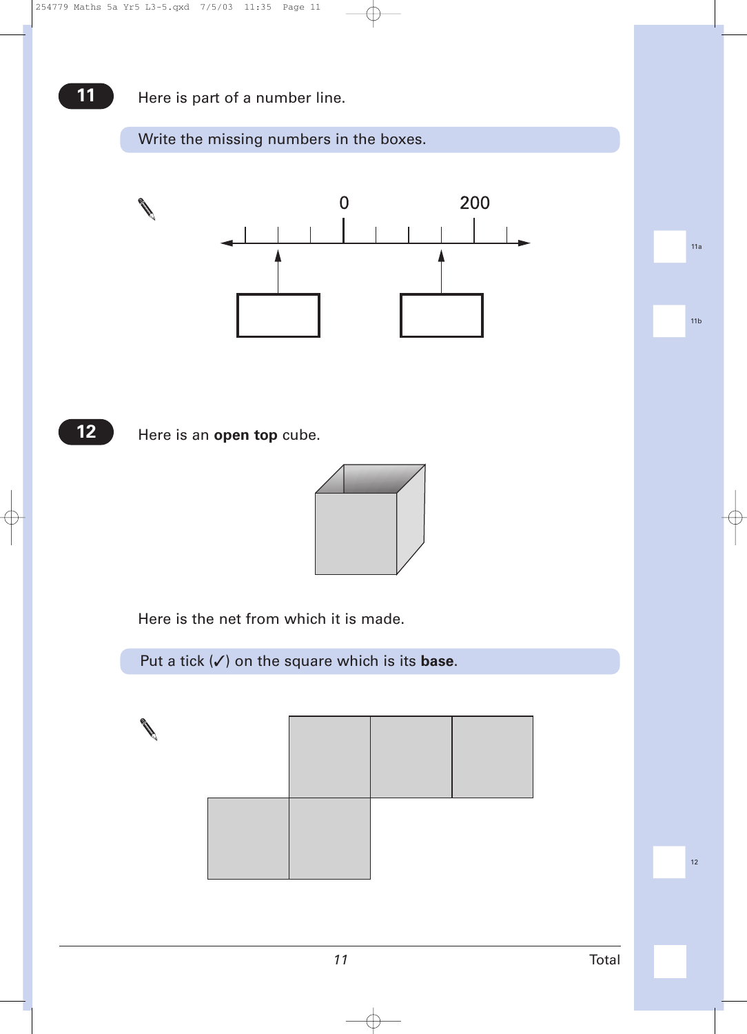**11** Here is part of a number line.

Write the missing numbers in the boxes.

0 200

**12** Here is an **open top** cube.

Here is the net from which it is made.

Put a tick (✓) on the square which is its **base**.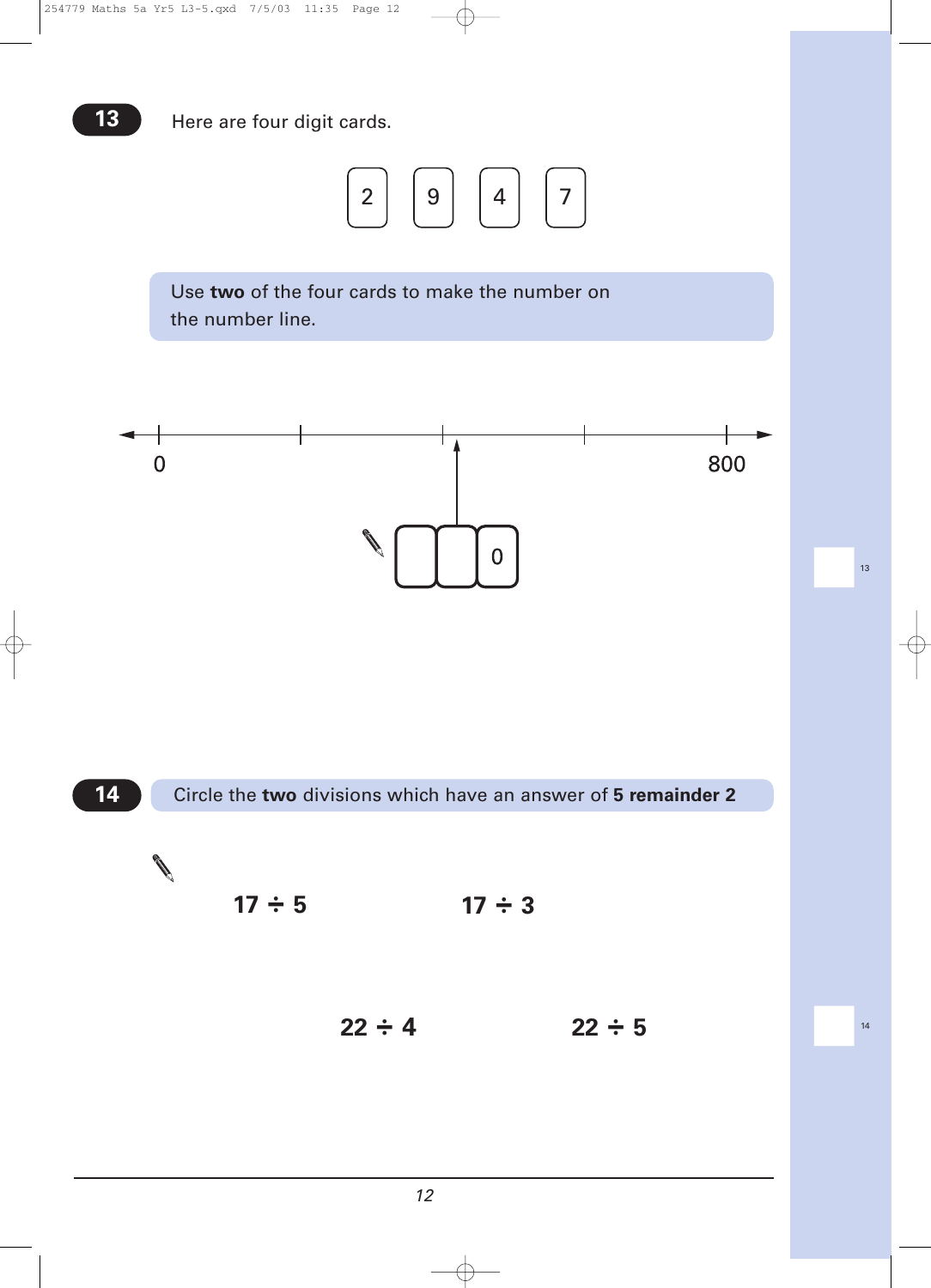**13**

Here are four digit cards.

2 9 4 7

Use **two** of the four cards to make the number on the number line.

0 800

☐ ☐ 0

**14**

Circle the **two** divisions which have an answer of **5 remainder 2**

**17 ÷ 5** **17 ÷ 3**

**22 ÷ 4** **22 ÷ 5**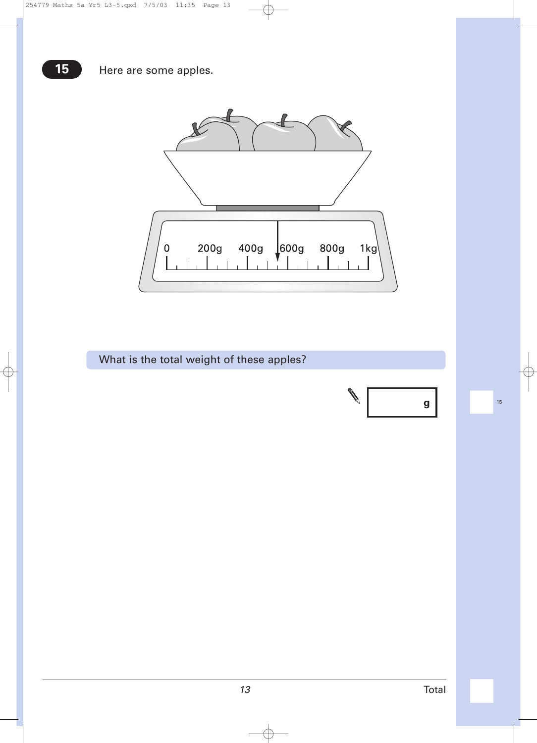**15** Here are some apples.

0 200g 400g 600g 800g 1kg

What is the total weight of these apples?

g

15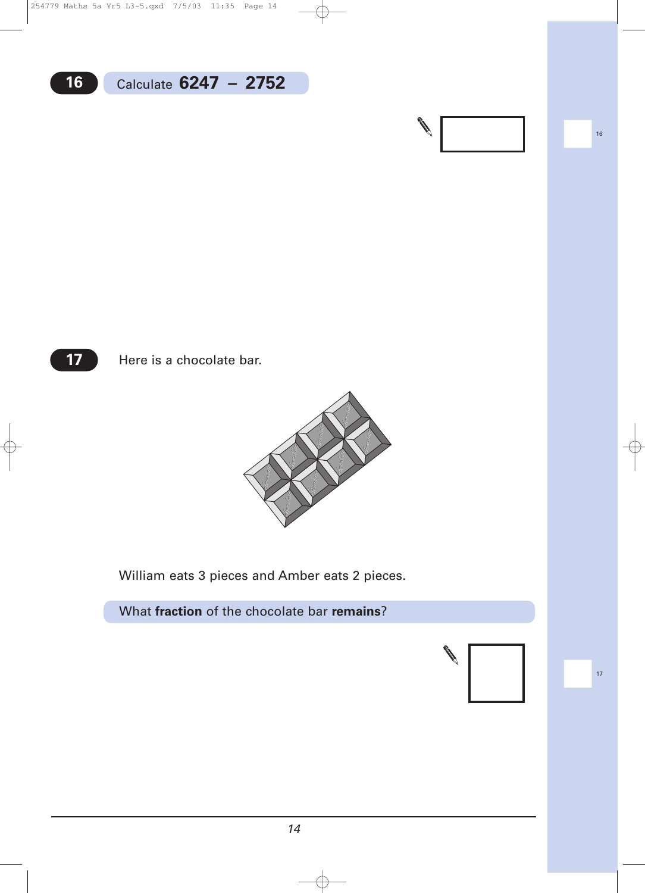**16** Calculate **6247 – 2752**

**17** Here is a chocolate bar.

William eats 3 pieces and Amber eats 2 pieces.

What **fraction** of the chocolate bar **remains**?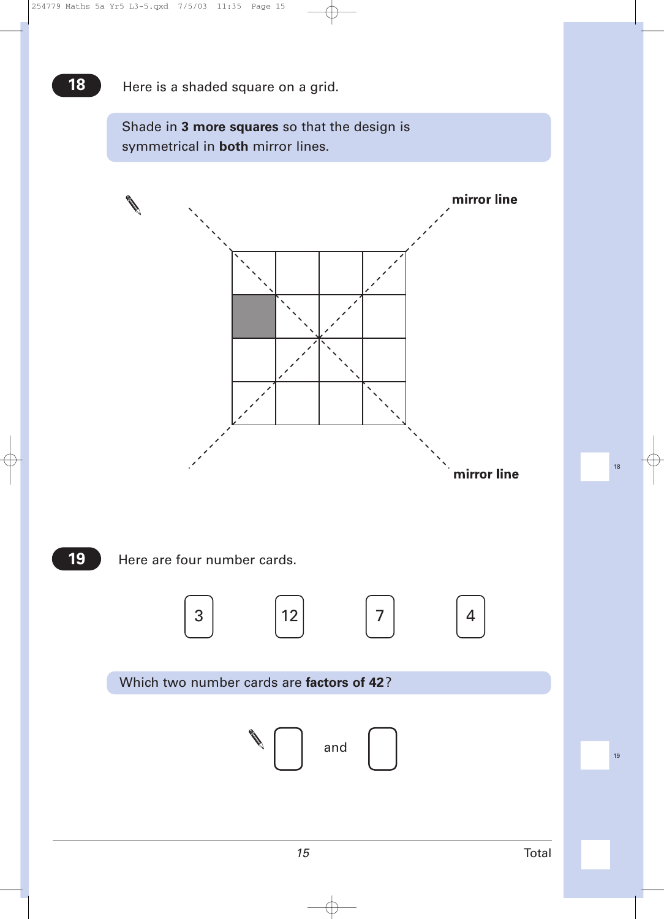**18** Here is a shaded square on a grid.

Shade in **3 more squares** so that the design is symmetrical in **both** mirror lines.

mirror line

mirror line

**19** Here are four number cards.

3 12 7 4

Which two number cards are **factors of 42**?

☐ and ☐

Total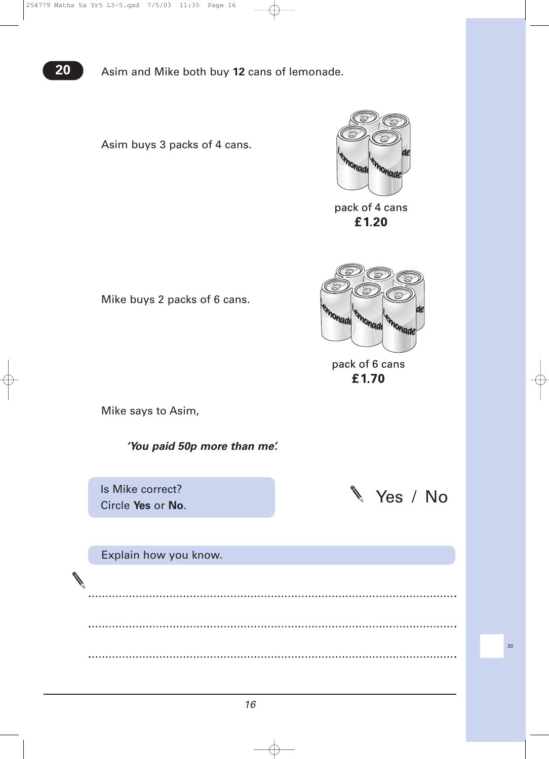**20** Asim and Mike both buy **12** cans of lemonade.

Asim buys 3 packs of 4 cans.

pack of 4 cans
**£1.20**

Mike buys 2 packs of 6 cans.

pack of 6 cans
**£1.70**

Mike says to Asim,

***'You paid 50p more than me'.***

Is Mike correct?
Circle **Yes** or **No**.

Yes / No

Explain how you know.

........................................................................................................................

........................................................................................................................

........................................................................................................................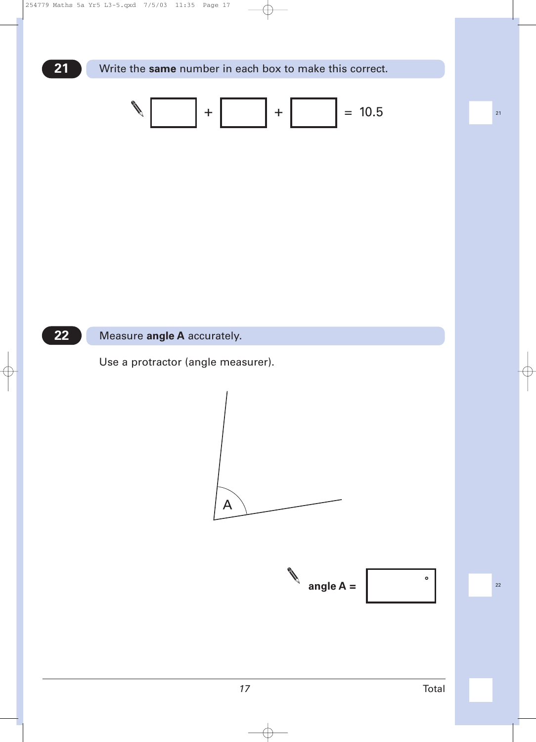## 21 Write the **same** number in each box to make this correct.

☐ + ☐ + ☐ = 10.5

## 22 Measure **angle A** accurately.

Use a protractor (angle measurer).

A

**angle A =** ☐ °

Total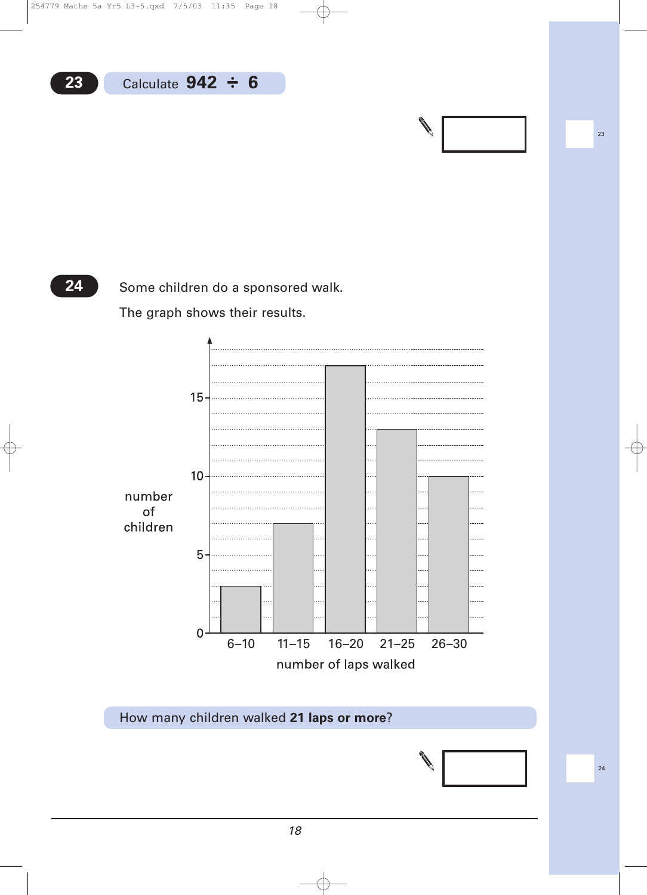**23** Calculate **942 ÷ 6**

**24** Some children do a sponsored walk.

The graph shows their results.

number of children

| number of laps walked | 6–10 | 11–15 | 16–20 | 21–25 | 26–30 |
|---|---|---|---|---|---|
| number of children | 3 | 7 | 17 | 13 | 10 |

How many children walked **21 laps or more**?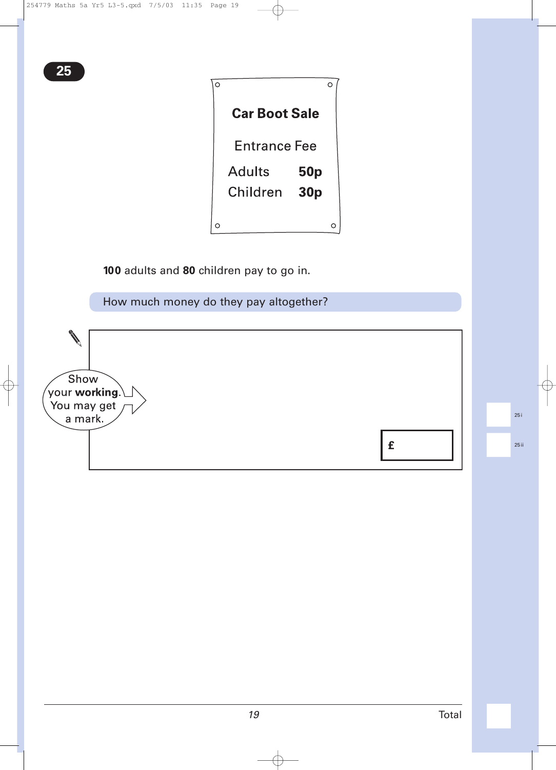**25**

**Car Boot Sale**

Entrance Fee

| | |
|---|---|
| Adults | **50p** |
| Children | **30p** |

**100** adults and **80** children pay to go in.

How much money do they pay altogether?

Show your **working**. You may get a mark.

£

25i

25ii

Total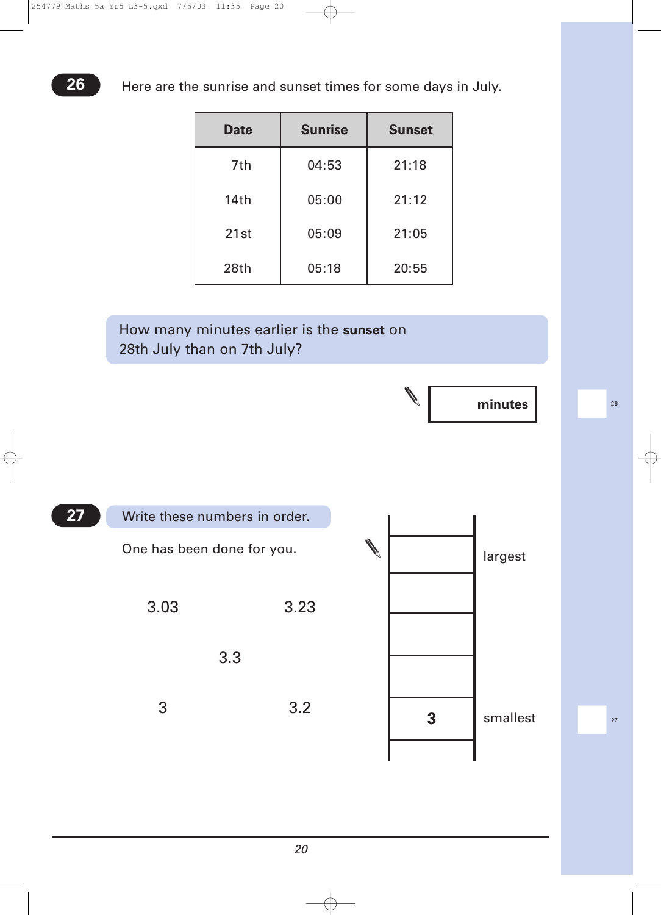**26** Here are the sunrise and sunset times for some days in July.

| Date | Sunrise | Sunset |
|---|---|---|
| 7th | 04:53 | 21:18 |
| 14th | 05:00 | 21:12 |
| 21st | 05:09 | 21:05 |
| 28th | 05:18 | 20:55 |

How many minutes earlier is the **sunset** on 28th July than on 7th July?

_______ **minutes**

**27** Write these numbers in order.

One has been done for you.

3.03     3.23

3.3

3     3.2

| |
|---|
| largest |
| |
| |
| |
| **3** smallest |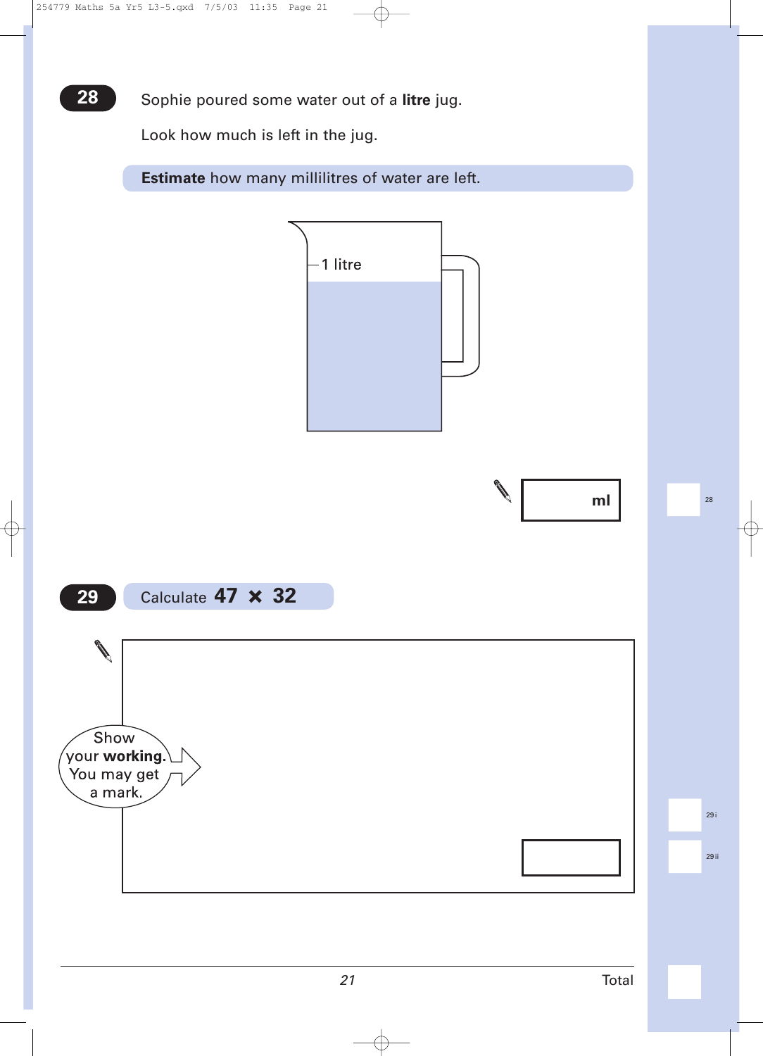**28** Sophie poured some water out of a **litre** jug.

Look how much is left in the jug.

**Estimate** how many millilitres of water are left.

1 litre

ml

**29** Calculate **47 × 32**

Show your **working**. You may get a mark.

Total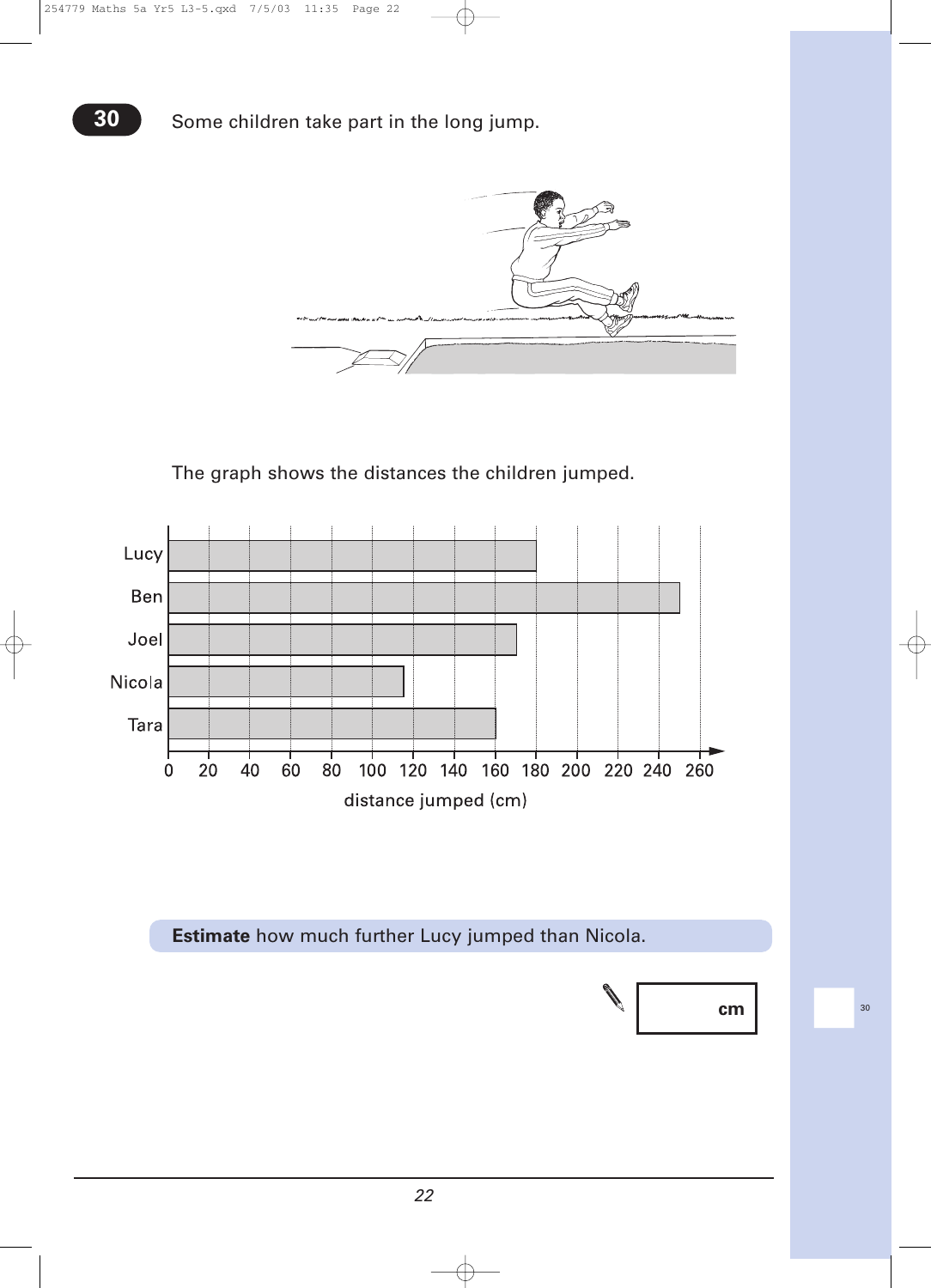**30** Some children take part in the long jump.

The graph shows the distances the children jumped.

Lucy
Ben
Joel
Nicola
Tara

0 20 40 60 80 100 120 140 160 180 200 220 240 260

distance jumped (cm)

**Estimate** how much further Lucy jumped than Nicola.

cm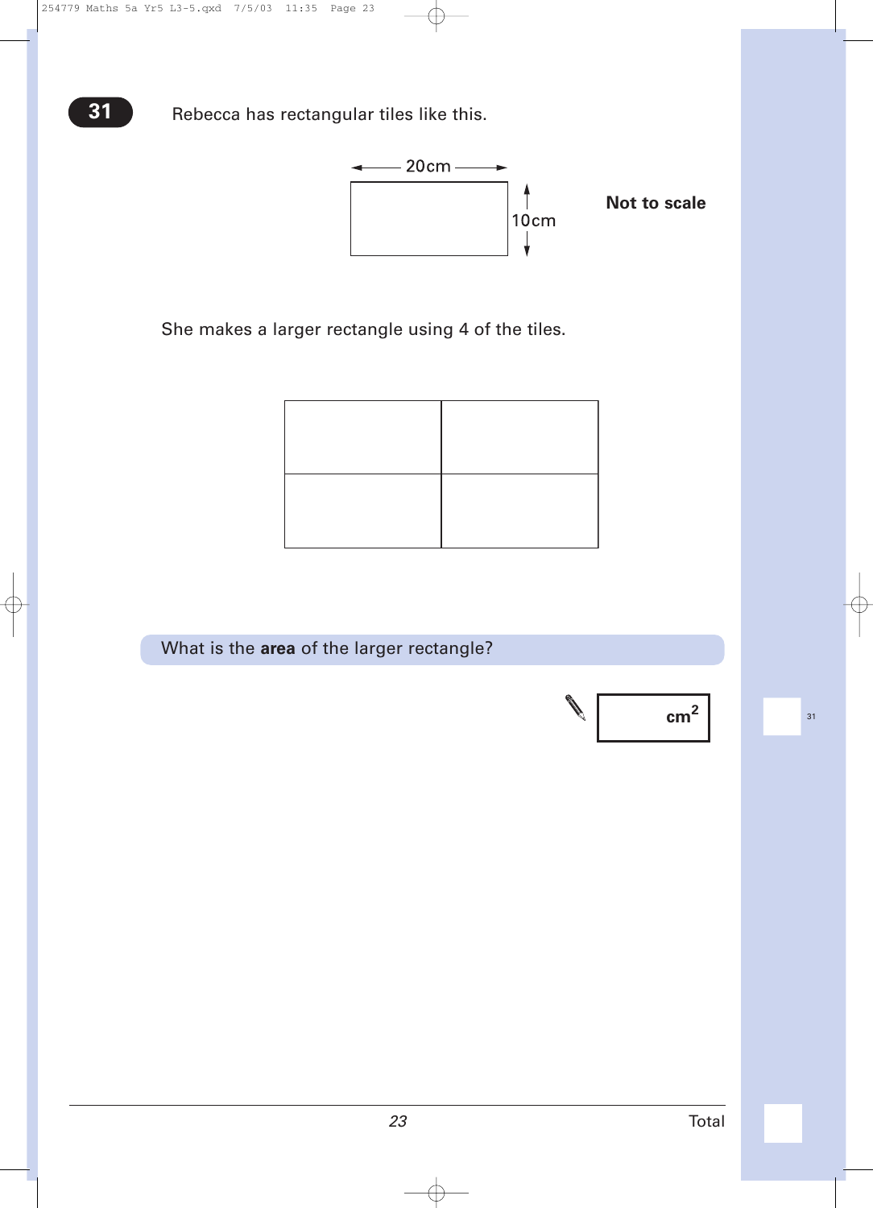**31** Rebecca has rectangular tiles like this.

20cm

10cm

**Not to scale**

She makes a larger rectangle using 4 of the tiles.

What is the **area** of the larger rectangle?

$cm^2$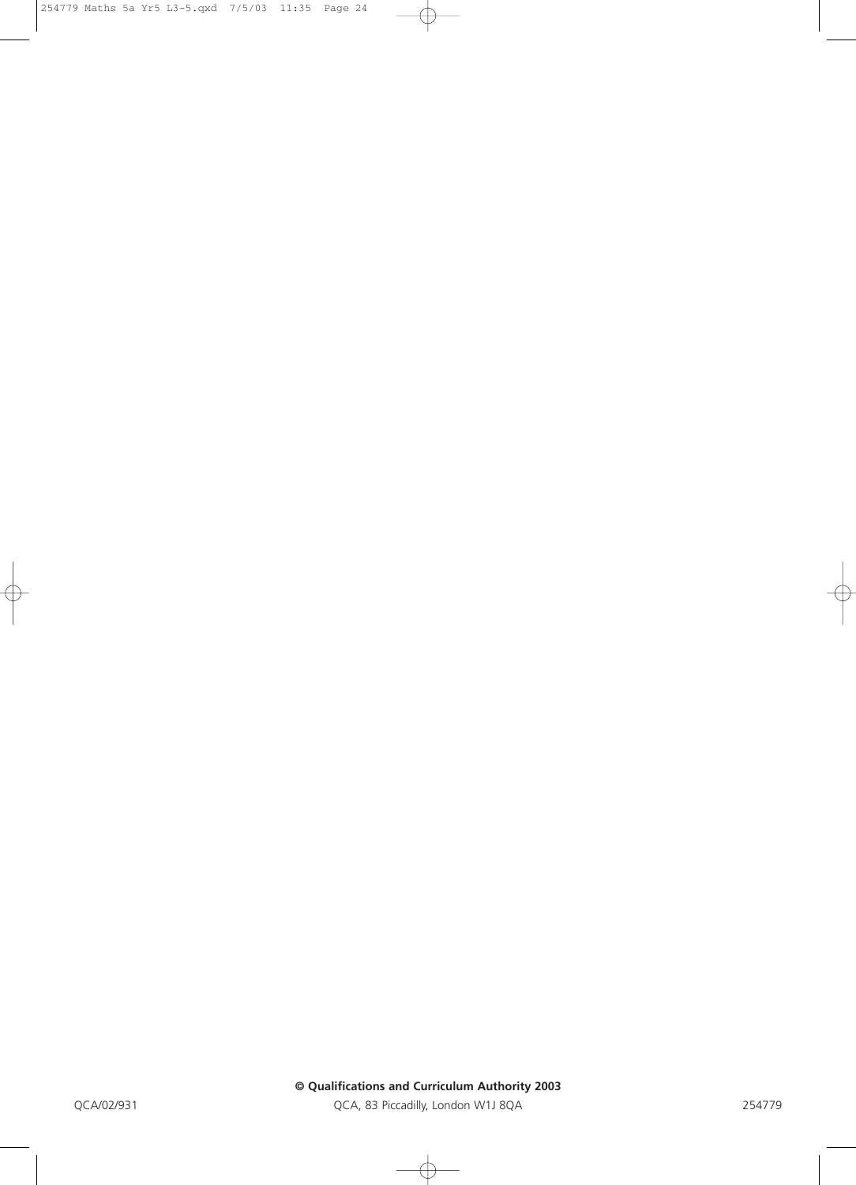**© Qualifications and Curriculum Authority 2003**

QCA/02/931

QCA, 83 Piccadilly, London W1J 8QA

254779